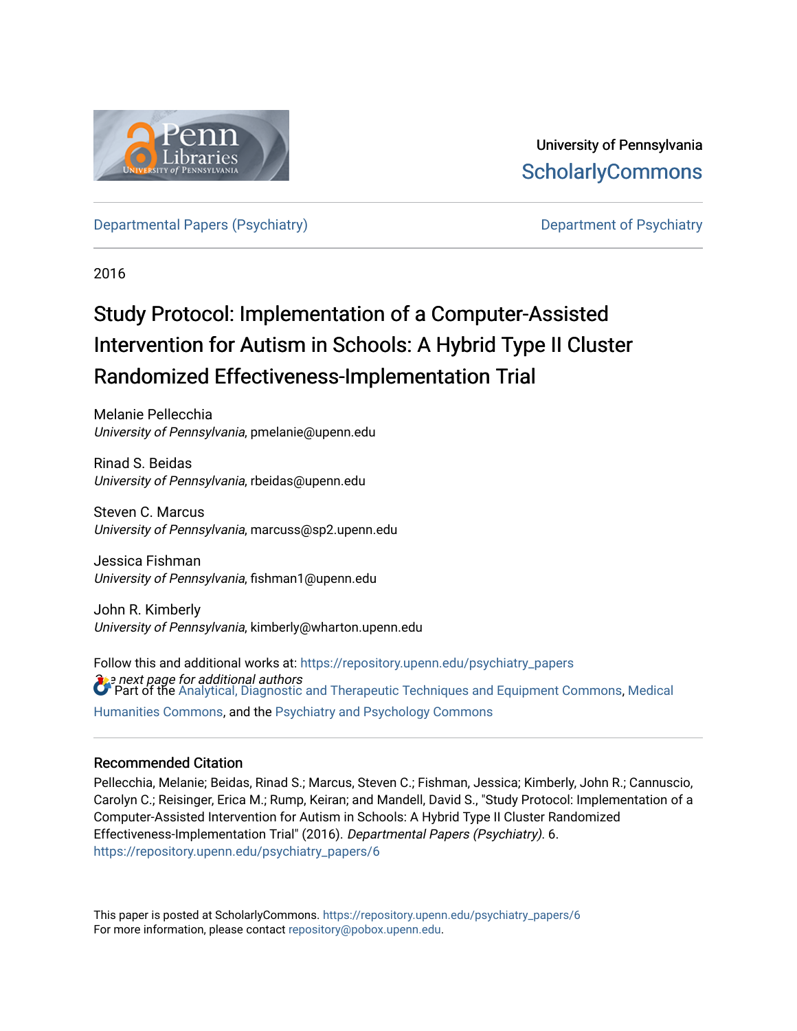University of Pennsylvania
ScholarlyCommons

Departmental Papers (Psychiatry) | Department of Psychiatry

2016

# Study Protocol: Implementation of a Computer-Assisted Intervention for Autism in Schools: A Hybrid Type II Cluster Randomized Effectiveness-Implementation Trial

Melanie Pellecchia
*University of Pennsylvania*, pmelanie@upenn.edu

Rinad S. Beidas
*University of Pennsylvania*, rbeidas@upenn.edu

Steven C. Marcus
*University of Pennsylvania*, marcuss@sp2.upenn.edu

Jessica Fishman
*University of Pennsylvania*, fishman1@upenn.edu

John R. Kimberly
*University of Pennsylvania*, kimberly@wharton.upenn.edu

*See next page for additional authors*

Follow this and additional works at: https://repository.upenn.edu/psychiatry_papers

Part of the Analytical, Diagnostic and Therapeutic Techniques and Equipment Commons, Medical Humanities Commons, and the Psychiatry and Psychology Commons

## Recommended Citation

Pellecchia, Melanie; Beidas, Rinad S.; Marcus, Steven C.; Fishman, Jessica; Kimberly, John R.; Cannuscio, Carolyn C.; Reisinger, Erica M.; Rump, Keiran; and Mandell, David S., "Study Protocol: Implementation of a Computer-Assisted Intervention for Autism in Schools: A Hybrid Type II Cluster Randomized Effectiveness-Implementation Trial" (2016). *Departmental Papers (Psychiatry)*. 6.
https://repository.upenn.edu/psychiatry_papers/6

This paper is posted at ScholarlyCommons. https://repository.upenn.edu/psychiatry_papers/6
For more information, please contact repository@pobox.upenn.edu.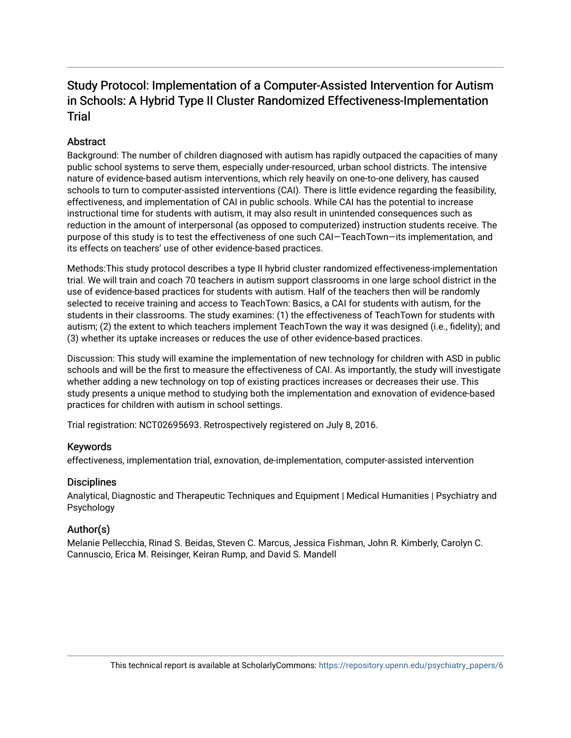# Study Protocol: Implementation of a Computer-Assisted Intervention for Autism in Schools: A Hybrid Type II Cluster Randomized Effectiveness-Implementation Trial

## Abstract

Background: The number of children diagnosed with autism has rapidly outpaced the capacities of many public school systems to serve them, especially under-resourced, urban school districts. The intensive nature of evidence-based autism interventions, which rely heavily on one-to-one delivery, has caused schools to turn to computer-assisted interventions (CAI). There is little evidence regarding the feasibility, effectiveness, and implementation of CAI in public schools. While CAI has the potential to increase instructional time for students with autism, it may also result in unintended consequences such as reduction in the amount of interpersonal (as opposed to computerized) instruction students receive. The purpose of this study is to test the effectiveness of one such CAI—TeachTown—its implementation, and its effects on teachers' use of other evidence-based practices.

Methods:This study protocol describes a type II hybrid cluster randomized effectiveness-implementation trial. We will train and coach 70 teachers in autism support classrooms in one large school district in the use of evidence-based practices for students with autism. Half of the teachers then will be randomly selected to receive training and access to TeachTown: Basics, a CAI for students with autism, for the students in their classrooms. The study examines: (1) the effectiveness of TeachTown for students with autism; (2) the extent to which teachers implement TeachTown the way it was designed (i.e., fidelity); and (3) whether its uptake increases or reduces the use of other evidence-based practices.

Discussion: This study will examine the implementation of new technology for children with ASD in public schools and will be the first to measure the effectiveness of CAI. As importantly, the study will investigate whether adding a new technology on top of existing practices increases or decreases their use. This study presents a unique method to studying both the implementation and exnovation of evidence-based practices for children with autism in school settings.

Trial registration: NCT02695693. Retrospectively registered on July 8, 2016.

## Keywords

effectiveness, implementation trial, exnovation, de-implementation, computer-assisted intervention

## Disciplines

Analytical, Diagnostic and Therapeutic Techniques and Equipment | Medical Humanities | Psychiatry and Psychology

## Author(s)

Melanie Pellecchia, Rinad S. Beidas, Steven C. Marcus, Jessica Fishman, John R. Kimberly, Carolyn C. Cannuscio, Erica M. Reisinger, Keiran Rump, and David S. Mandell

This technical report is available at ScholarlyCommons: https://repository.upenn.edu/psychiatry_papers/6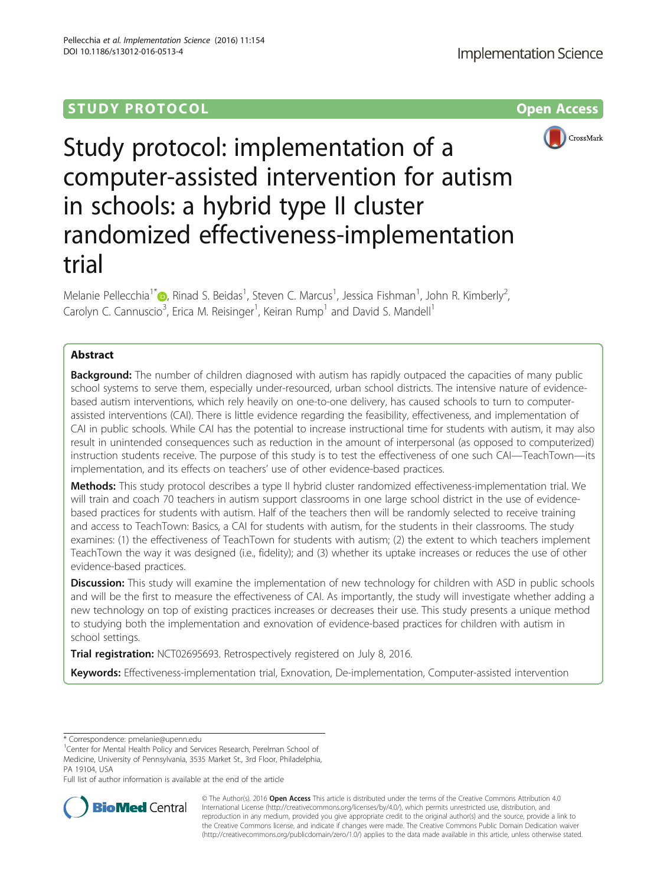# Study protocol: implementation of a computer-assisted intervention for autism in schools: a hybrid type II cluster randomized effectiveness-implementation trial

Melanie Pellecchia[1*], Rinad S. Beidas[1], Steven C. Marcus[1], Jessica Fishman[1], John R. Kimberly[2], Carolyn C. Cannuscio[3], Erica M. Reisinger[1], Keiran Rump[1] and David S. Mandell[1]

## Abstract

**Background:** The number of children diagnosed with autism has rapidly outpaced the capacities of many public school systems to serve them, especially under-resourced, urban school districts. The intensive nature of evidence-based autism interventions, which rely heavily on one-to-one delivery, has caused schools to turn to computer-assisted interventions (CAI). There is little evidence regarding the feasibility, effectiveness, and implementation of CAI in public schools. While CAI has the potential to increase instructional time for students with autism, it may also result in unintended consequences such as reduction in the amount of interpersonal (as opposed to computerized) instruction students receive. The purpose of this study is to test the effectiveness of one such CAI—TeachTown—its implementation, and its effects on teachers' use of other evidence-based practices.

**Methods:** This study protocol describes a type II hybrid cluster randomized effectiveness-implementation trial. We will train and coach 70 teachers in autism support classrooms in one large school district in the use of evidence-based practices for students with autism. Half of the teachers then will be randomly selected to receive training and access to TeachTown: Basics, a CAI for students with autism, for the students in their classrooms. The study examines: (1) the effectiveness of TeachTown for students with autism; (2) the extent to which teachers implement TeachTown the way it was designed (i.e., fidelity); and (3) whether its uptake increases or reduces the use of other evidence-based practices.

**Discussion:** This study will examine the implementation of new technology for children with ASD in public schools and will be the first to measure the effectiveness of CAI. As importantly, the study will investigate whether adding a new technology on top of existing practices increases or decreases their use. This study presents a unique method to studying both the implementation and exnovation of evidence-based practices for children with autism in school settings.

**Trial registration:** NCT02695693. Retrospectively registered on July 8, 2016.

**Keywords:** Effectiveness-implementation trial, Exnovation, De-implementation, Computer-assisted intervention

---

\* Correspondence: pmelanie@upenn.edu

[1]Center for Mental Health Policy and Services Research, Perelman School of Medicine, University of Pennsylvania, 3535 Market St., 3rd Floor, Philadelphia, PA 19104, USA

Full list of author information is available at the end of the article

© The Author(s). 2016 **Open Access** This article is distributed under the terms of the Creative Commons Attribution 4.0 International License (http://creativecommons.org/licenses/by/4.0/), which permits unrestricted use, distribution, and reproduction in any medium, provided you give appropriate credit to the original author(s) and the source, provide a link to the Creative Commons license, and indicate if changes were made. The Creative Commons Public Domain Dedication waiver (http://creativecommons.org/publicdomain/zero/1.0/) applies to the data made available in this article, unless otherwise stated.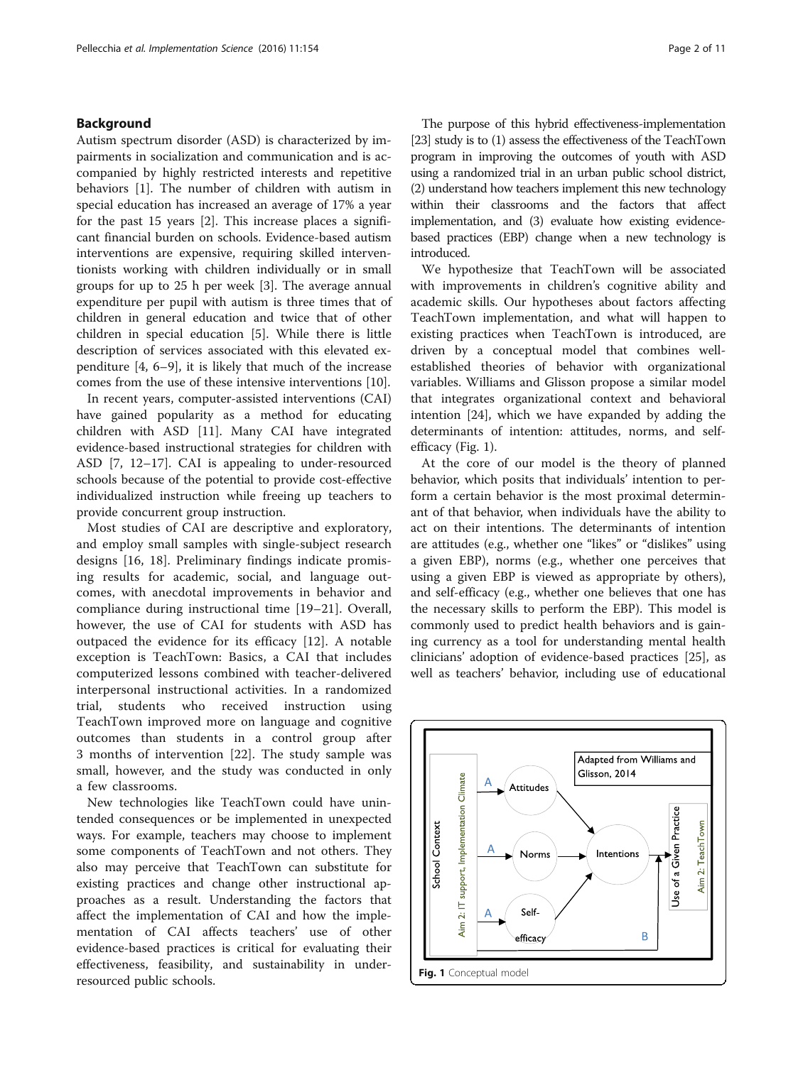## Background

Autism spectrum disorder (ASD) is characterized by impairments in socialization and communication and is accompanied by highly restricted interests and repetitive behaviors [1]. The number of children with autism in special education has increased an average of 17% a year for the past 15 years [2]. This increase places a significant financial burden on schools. Evidence-based autism interventions are expensive, requiring skilled interventionists working with children individually or in small groups for up to 25 h per week [3]. The average annual expenditure per pupil with autism is three times that of children in general education and twice that of other children in special education [5]. While there is little description of services associated with this elevated expenditure [4, 6–9], it is likely that much of the increase comes from the use of these intensive interventions [10].

In recent years, computer-assisted interventions (CAI) have gained popularity as a method for educating children with ASD [11]. Many CAI have integrated evidence-based instructional strategies for children with ASD [7, 12–17]. CAI is appealing to under-resourced schools because of the potential to provide cost-effective individualized instruction while freeing up teachers to provide concurrent group instruction.

Most studies of CAI are descriptive and exploratory, and employ small samples with single-subject research designs [16, 18]. Preliminary findings indicate promising results for academic, social, and language outcomes, with anecdotal improvements in behavior and compliance during instructional time [19–21]. Overall, however, the use of CAI for students with ASD has outpaced the evidence for its efficacy [12]. A notable exception is TeachTown: Basics, a CAI that includes computerized lessons combined with teacher-delivered interpersonal instructional activities. In a randomized trial, students who received instruction using TeachTown improved more on language and cognitive outcomes than students in a control group after 3 months of intervention [22]. The study sample was small, however, and the study was conducted in only a few classrooms.

New technologies like TeachTown could have unintended consequences or be implemented in unexpected ways. For example, teachers may choose to implement some components of TeachTown and not others. They also may perceive that TeachTown can substitute for existing practices and change other instructional approaches as a result. Understanding the factors that affect the implementation of CAI and how the implementation of CAI affects teachers' use of other evidence-based practices is critical for evaluating their effectiveness, feasibility, and sustainability in under-resourced public schools.

The purpose of this hybrid effectiveness-implementation [23] study is to (1) assess the effectiveness of the TeachTown program in improving the outcomes of youth with ASD using a randomized trial in an urban public school district, (2) understand how teachers implement this new technology within their classrooms and the factors that affect implementation, and (3) evaluate how existing evidence-based practices (EBP) change when a new technology is introduced.

We hypothesize that TeachTown will be associated with improvements in children's cognitive ability and academic skills. Our hypotheses about factors affecting TeachTown implementation, and what will happen to existing practices when TeachTown is introduced, are driven by a conceptual model that combines well-established theories of behavior with organizational variables. Williams and Glisson propose a similar model that integrates organizational context and behavioral intention [24], which we have expanded by adding the determinants of intention: attitudes, norms, and self-efficacy (Fig. 1).

At the core of our model is the theory of planned behavior, which posits that individuals' intention to perform a certain behavior is the most proximal determinant of that behavior, when individuals have the ability to act on their intentions. The determinants of intention are attitudes (e.g., whether one "likes" or "dislikes" using a given EBP), norms (e.g., whether one perceives that using a given EBP is viewed as appropriate by others), and self-efficacy (e.g., whether one believes that one has the necessary skills to perform the EBP). This model is commonly used to predict health behaviors and is gaining currency as a tool for understanding mental health clinicians' adoption of evidence-based practices [25], as well as teachers' behavior, including use of educational

**Fig. 1** Conceptual model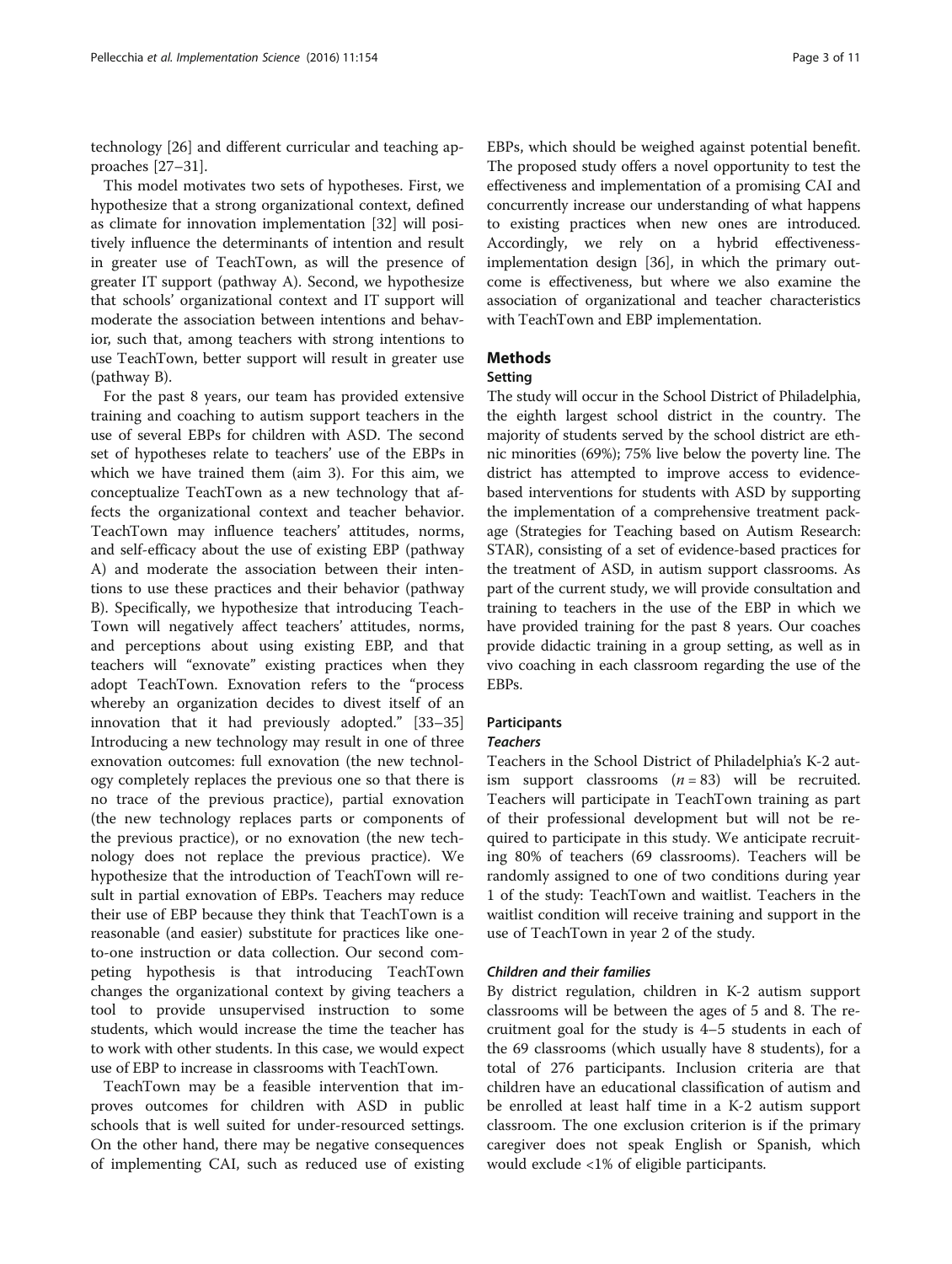technology [26] and different curricular and teaching approaches [27–31].

This model motivates two sets of hypotheses. First, we hypothesize that a strong organizational context, defined as climate for innovation implementation [32] will positively influence the determinants of intention and result in greater use of TeachTown, as will the presence of greater IT support (pathway A). Second, we hypothesize that schools' organizational context and IT support will moderate the association between intentions and behavior, such that, among teachers with strong intentions to use TeachTown, better support will result in greater use (pathway B).

For the past 8 years, our team has provided extensive training and coaching to autism support teachers in the use of several EBPs for children with ASD. The second set of hypotheses relate to teachers' use of the EBPs in which we have trained them (aim 3). For this aim, we conceptualize TeachTown as a new technology that affects the organizational context and teacher behavior. TeachTown may influence teachers' attitudes, norms, and self-efficacy about the use of existing EBP (pathway A) and moderate the association between their intentions to use these practices and their behavior (pathway B). Specifically, we hypothesize that introducing TeachTown will negatively affect teachers' attitudes, norms, and perceptions about using existing EBP, and that teachers will "exnovate" existing practices when they adopt TeachTown. Exnovation refers to the "process whereby an organization decides to divest itself of an innovation that it had previously adopted." [33–35] Introducing a new technology may result in one of three exnovation outcomes: full exnovation (the new technology completely replaces the previous one so that there is no trace of the previous practice), partial exnovation (the new technology replaces parts or components of the previous practice), or no exnovation (the new technology does not replace the previous practice). We hypothesize that the introduction of TeachTown will result in partial exnovation of EBPs. Teachers may reduce their use of EBP because they think that TeachTown is a reasonable (and easier) substitute for practices like one-to-one instruction or data collection. Our second competing hypothesis is that introducing TeachTown changes the organizational context by giving teachers a tool to provide unsupervised instruction to some students, which would increase the time the teacher has to work with other students. In this case, we would expect use of EBP to increase in classrooms with TeachTown.

TeachTown may be a feasible intervention that improves outcomes for children with ASD in public schools that is well suited for under-resourced settings. On the other hand, there may be negative consequences of implementing CAI, such as reduced use of existing EBPs, which should be weighed against potential benefit. The proposed study offers a novel opportunity to test the effectiveness and implementation of a promising CAI and concurrently increase our understanding of what happens to existing practices when new ones are introduced. Accordingly, we rely on a hybrid effectiveness-implementation design [36], in which the primary outcome is effectiveness, but where we also examine the association of organizational and teacher characteristics with TeachTown and EBP implementation.

## Methods

### Setting

The study will occur in the School District of Philadelphia, the eighth largest school district in the country. The majority of students served by the school district are ethnic minorities (69%); 75% live below the poverty line. The district has attempted to improve access to evidence-based interventions for students with ASD by supporting the implementation of a comprehensive treatment package (Strategies for Teaching based on Autism Research: STAR), consisting of a set of evidence-based practices for the treatment of ASD, in autism support classrooms. As part of the current study, we will provide consultation and training to teachers in the use of the EBP in which we have provided training for the past 8 years. Our coaches provide didactic training in a group setting, as well as in vivo coaching in each classroom regarding the use of the EBPs.

### Participants

#### *Teachers*

Teachers in the School District of Philadelphia's K-2 autism support classrooms ($n = 83$) will be recruited. Teachers will participate in TeachTown training as part of their professional development but will not be required to participate in this study. We anticipate recruiting 80% of teachers (69 classrooms). Teachers will be randomly assigned to one of two conditions during year 1 of the study: TeachTown and waitlist. Teachers in the waitlist condition will receive training and support in the use of TeachTown in year 2 of the study.

#### *Children and their families*

By district regulation, children in K-2 autism support classrooms will be between the ages of 5 and 8. The recruitment goal for the study is 4–5 students in each of the 69 classrooms (which usually have 8 students), for a total of 276 participants. Inclusion criteria are that children have an educational classification of autism and be enrolled at least half time in a K-2 autism support classroom. The one exclusion criterion is if the primary caregiver does not speak English or Spanish, which would exclude <1% of eligible participants.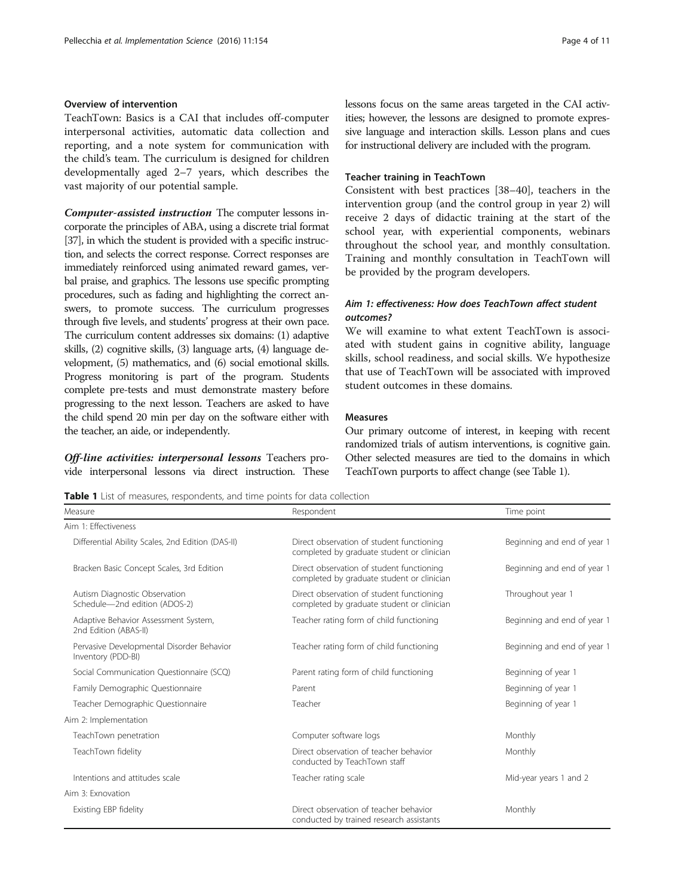### Overview of intervention

TeachTown: Basics is a CAI that includes off-computer interpersonal activities, automatic data collection and reporting, and a note system for communication with the child's team. The curriculum is designed for children developmentally aged 2–7 years, which describes the vast majority of our potential sample.

***Computer-assisted instruction*** The computer lessons incorporate the principles of ABA, using a discrete trial format [37], in which the student is provided with a specific instruction, and selects the correct response. Correct responses are immediately reinforced using animated reward games, verbal praise, and graphics. The lessons use specific prompting procedures, such as fading and highlighting the correct answers, to promote success. The curriculum progresses through five levels, and students' progress at their own pace. The curriculum content addresses six domains: (1) adaptive skills, (2) cognitive skills, (3) language arts, (4) language development, (5) mathematics, and (6) social emotional skills. Progress monitoring is part of the program. Students complete pre-tests and must demonstrate mastery before progressing to the next lesson. Teachers are asked to have the child spend 20 min per day on the software either with the teacher, an aide, or independently.

***Off-line activities: interpersonal lessons*** Teachers provide interpersonal lessons via direct instruction. These lessons focus on the same areas targeted in the CAI activities; however, the lessons are designed to promote expressive language and interaction skills. Lesson plans and cues for instructional delivery are included with the program.

### Teacher training in TeachTown

Consistent with best practices [38–40], teachers in the intervention group (and the control group in year 2) will receive 2 days of didactic training at the start of the school year, with experiential components, webinars throughout the school year, and monthly consultation. Training and monthly consultation in TeachTown will be provided by the program developers.

### *Aim 1: effectiveness: How does TeachTown affect student outcomes?*

We will examine to what extent TeachTown is associated with student gains in cognitive ability, language skills, school readiness, and social skills. We hypothesize that use of TeachTown will be associated with improved student outcomes in these domains.

### Measures

Our primary outcome of interest, in keeping with recent randomized trials of autism interventions, is cognitive gain. Other selected measures are tied to the domains in which TeachTown purports to affect change (see Table 1).

**Table 1** List of measures, respondents, and time points for data collection

| Measure | Respondent | Time point |
|---|---|---|
| Aim 1: Effectiveness | | |
| Differential Ability Scales, 2nd Edition (DAS-II) | Direct observation of student functioning completed by graduate student or clinician | Beginning and end of year 1 |
| Bracken Basic Concept Scales, 3rd Edition | Direct observation of student functioning completed by graduate student or clinician | Beginning and end of year 1 |
| Autism Diagnostic Observation Schedule—2nd edition (ADOS-2) | Direct observation of student functioning completed by graduate student or clinician | Throughout year 1 |
| Adaptive Behavior Assessment System, 2nd Edition (ABAS-II) | Teacher rating form of child functioning | Beginning and end of year 1 |
| Pervasive Developmental Disorder Behavior Inventory (PDD-BI) | Teacher rating form of child functioning | Beginning and end of year 1 |
| Social Communication Questionnaire (SCQ) | Parent rating form of child functioning | Beginning of year 1 |
| Family Demographic Questionnaire | Parent | Beginning of year 1 |
| Teacher Demographic Questionnaire | Teacher | Beginning of year 1 |
| Aim 2: Implementation | | |
| TeachTown penetration | Computer software logs | Monthly |
| TeachTown fidelity | Direct observation of teacher behavior conducted by TeachTown staff | Monthly |
| Intentions and attitudes scale | Teacher rating scale | Mid-year years 1 and 2 |
| Aim 3: Exnovation | | |
| Existing EBP fidelity | Direct observation of teacher behavior conducted by trained research assistants | Monthly |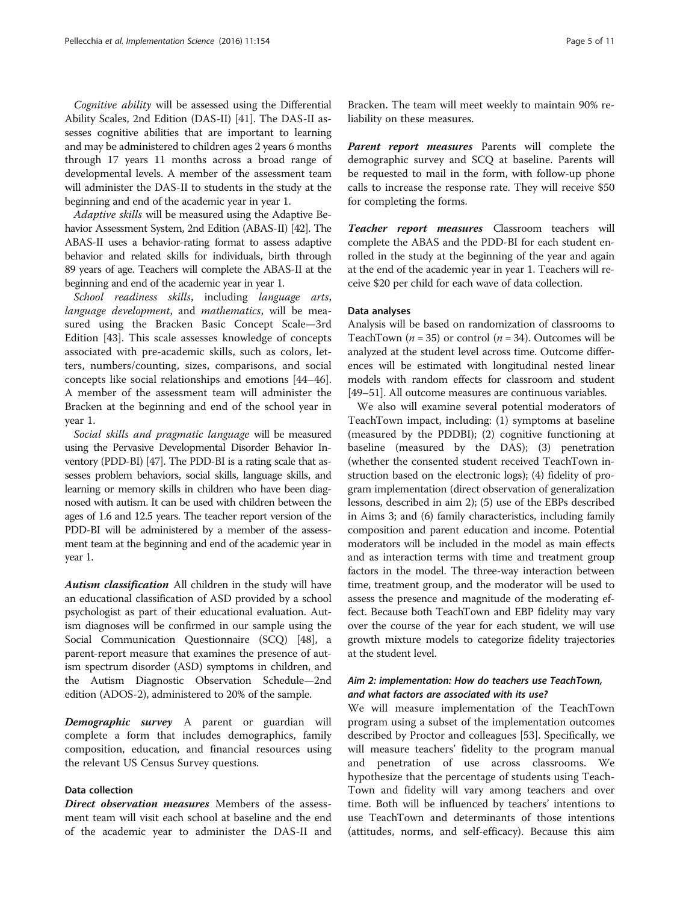*Cognitive ability* will be assessed using the Differential Ability Scales, 2nd Edition (DAS-II) [41]. The DAS-II assesses cognitive abilities that are important to learning and may be administered to children ages 2 years 6 months through 17 years 11 months across a broad range of developmental levels. A member of the assessment team will administer the DAS-II to students in the study at the beginning and end of the academic year in year 1.

*Adaptive skills* will be measured using the Adaptive Behavior Assessment System, 2nd Edition (ABAS-II) [42]. The ABAS-II uses a behavior-rating format to assess adaptive behavior and related skills for individuals, birth through 89 years of age. Teachers will complete the ABAS-II at the beginning and end of the academic year in year 1.

*School readiness skills*, including *language arts*, *language development*, and *mathematics*, will be measured using the Bracken Basic Concept Scale—3rd Edition [43]. This scale assesses knowledge of concepts associated with pre-academic skills, such as colors, letters, numbers/counting, sizes, comparisons, and social concepts like social relationships and emotions [44–46]. A member of the assessment team will administer the Bracken at the beginning and end of the school year in year 1.

*Social skills and pragmatic language* will be measured using the Pervasive Developmental Disorder Behavior Inventory (PDD-BI) [47]. The PDD-BI is a rating scale that assesses problem behaviors, social skills, language skills, and learning or memory skills in children who have been diagnosed with autism. It can be used with children between the ages of 1.6 and 12.5 years. The teacher report version of the PDD-BI will be administered by a member of the assessment team at the beginning and end of the academic year in year 1.

***Autism classification*** All children in the study will have an educational classification of ASD provided by a school psychologist as part of their educational evaluation. Autism diagnoses will be confirmed in our sample using the Social Communication Questionnaire (SCQ) [48], a parent-report measure that examines the presence of autism spectrum disorder (ASD) symptoms in children, and the Autism Diagnostic Observation Schedule—2nd edition (ADOS-2), administered to 20% of the sample.

***Demographic survey*** A parent or guardian will complete a form that includes demographics, family composition, education, and financial resources using the relevant US Census Survey questions.

#### Data collection

***Direct observation measures*** Members of the assessment team will visit each school at baseline and the end of the academic year to administer the DAS-II and Bracken. The team will meet weekly to maintain 90% reliability on these measures.

***Parent report measures*** Parents will complete the demographic survey and SCQ at baseline. Parents will be requested to mail in the form, with follow-up phone calls to increase the response rate. They will receive $50 for completing the forms.

***Teacher report measures*** Classroom teachers will complete the ABAS and the PDD-BI for each student enrolled in the study at the beginning of the year and again at the end of the academic year in year 1. Teachers will receive $20 per child for each wave of data collection.

#### Data analyses

Analysis will be based on randomization of classrooms to TeachTown ($n = 35$) or control ($n = 34$). Outcomes will be analyzed at the student level across time. Outcome differences will be estimated with longitudinal nested linear models with random effects for classroom and student [49–51]. All outcome measures are continuous variables.

We also will examine several potential moderators of TeachTown impact, including: (1) symptoms at baseline (measured by the PDDBI); (2) cognitive functioning at baseline (measured by the DAS); (3) penetration (whether the consented student received TeachTown instruction based on the electronic logs); (4) fidelity of program implementation (direct observation of generalization lessons, described in aim 2); (5) use of the EBPs described in Aims 3; and (6) family characteristics, including family composition and parent education and income. Potential moderators will be included in the model as main effects and as interaction terms with time and treatment group factors in the model. The three-way interaction between time, treatment group, and the moderator will be used to assess the presence and magnitude of the moderating effect. Because both TeachTown and EBP fidelity may vary over the course of the year for each student, we will use growth mixture models to categorize fidelity trajectories at the student level.

### *Aim 2: implementation: How do teachers use TeachTown, and what factors are associated with its use?*

We will measure implementation of the TeachTown program using a subset of the implementation outcomes described by Proctor and colleagues [53]. Specifically, we will measure teachers' fidelity to the program manual and penetration of use across classrooms. We hypothesize that the percentage of students using TeachTown and fidelity will vary among teachers and over time. Both will be influenced by teachers' intentions to use TeachTown and determinants of those intentions (attitudes, norms, and self-efficacy). Because this aim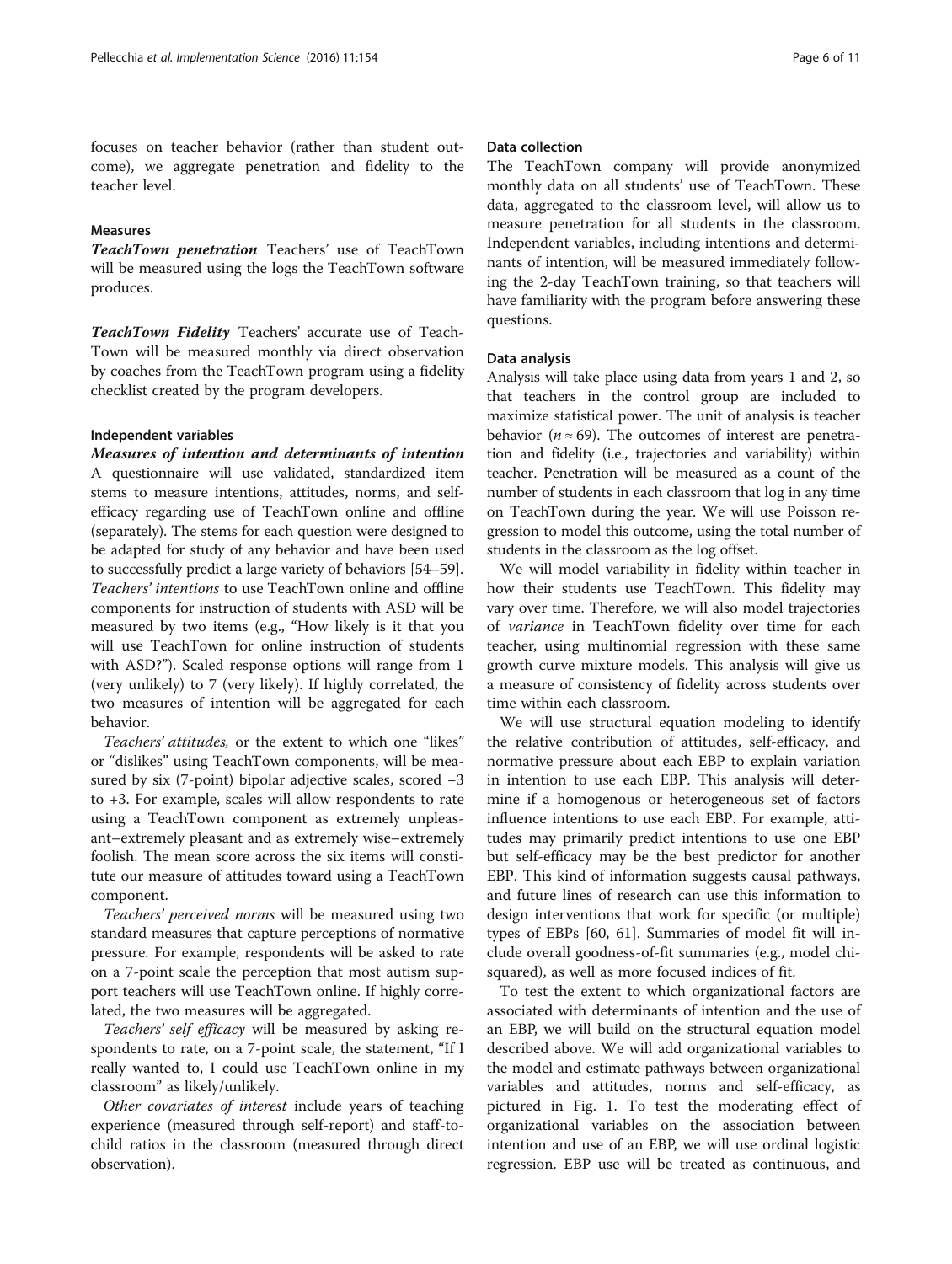focuses on teacher behavior (rather than student outcome), we aggregate penetration and fidelity to the teacher level.

### Measures

***TeachTown penetration*** Teachers' use of TeachTown will be measured using the logs the TeachTown software produces.

***TeachTown Fidelity*** Teachers' accurate use of TeachTown will be measured monthly via direct observation by coaches from the TeachTown program using a fidelity checklist created by the program developers.

### Independent variables

***Measures of intention and determinants of intention*** A questionnaire will use validated, standardized item stems to measure intentions, attitudes, norms, and self-efficacy regarding use of TeachTown online and offline (separately). The stems for each question were designed to be adapted for study of any behavior and have been used to successfully predict a large variety of behaviors [54–59]. *Teachers' intentions* to use TeachTown online and offline components for instruction of students with ASD will be measured by two items (e.g., "How likely is it that you will use TeachTown for online instruction of students with ASD?"). Scaled response options will range from 1 (very unlikely) to 7 (very likely). If highly correlated, the two measures of intention will be aggregated for each behavior.

*Teachers' attitudes,* or the extent to which one "likes" or "dislikes" using TeachTown components, will be measured by six (7-point) bipolar adjective scales, scored −3 to +3. For example, scales will allow respondents to rate using a TeachTown component as extremely unpleasant–extremely pleasant and as extremely wise–extremely foolish. The mean score across the six items will constitute our measure of attitudes toward using a TeachTown component.

*Teachers' perceived norms* will be measured using two standard measures that capture perceptions of normative pressure. For example, respondents will be asked to rate on a 7-point scale the perception that most autism support teachers will use TeachTown online. If highly correlated, the two measures will be aggregated.

*Teachers' self efficacy* will be measured by asking respondents to rate, on a 7-point scale, the statement, "If I really wanted to, I could use TeachTown online in my classroom" as likely/unlikely.

*Other covariates of interest* include years of teaching experience (measured through self-report) and staff-to-child ratios in the classroom (measured through direct observation).

### Data collection

The TeachTown company will provide anonymized monthly data on all students' use of TeachTown. These data, aggregated to the classroom level, will allow us to measure penetration for all students in the classroom. Independent variables, including intentions and determinants of intention, will be measured immediately following the 2-day TeachTown training, so that teachers will have familiarity with the program before answering these questions.

### Data analysis

Analysis will take place using data from years 1 and 2, so that teachers in the control group are included to maximize statistical power. The unit of analysis is teacher behavior ($n \approx 69$). The outcomes of interest are penetration and fidelity (i.e., trajectories and variability) within teacher. Penetration will be measured as a count of the number of students in each classroom that log in any time on TeachTown during the year. We will use Poisson regression to model this outcome, using the total number of students in the classroom as the log offset.

We will model variability in fidelity within teacher in how their students use TeachTown. This fidelity may vary over time. Therefore, we will also model trajectories of *variance* in TeachTown fidelity over time for each teacher, using multinomial regression with these same growth curve mixture models. This analysis will give us a measure of consistency of fidelity across students over time within each classroom.

We will use structural equation modeling to identify the relative contribution of attitudes, self-efficacy, and normative pressure about each EBP to explain variation in intention to use each EBP. This analysis will determine if a homogenous or heterogeneous set of factors influence intentions to use each EBP. For example, attitudes may primarily predict intentions to use one EBP but self-efficacy may be the best predictor for another EBP. This kind of information suggests causal pathways, and future lines of research can use this information to design interventions that work for specific (or multiple) types of EBPs [60, 61]. Summaries of model fit will include overall goodness-of-fit summaries (e.g., model chi-squared), as well as more focused indices of fit.

To test the extent to which organizational factors are associated with determinants of intention and the use of an EBP, we will build on the structural equation model described above. We will add organizational variables to the model and estimate pathways between organizational variables and attitudes, norms and self-efficacy, as pictured in Fig. 1. To test the moderating effect of organizational variables on the association between intention and use of an EBP, we will use ordinal logistic regression. EBP use will be treated as continuous, and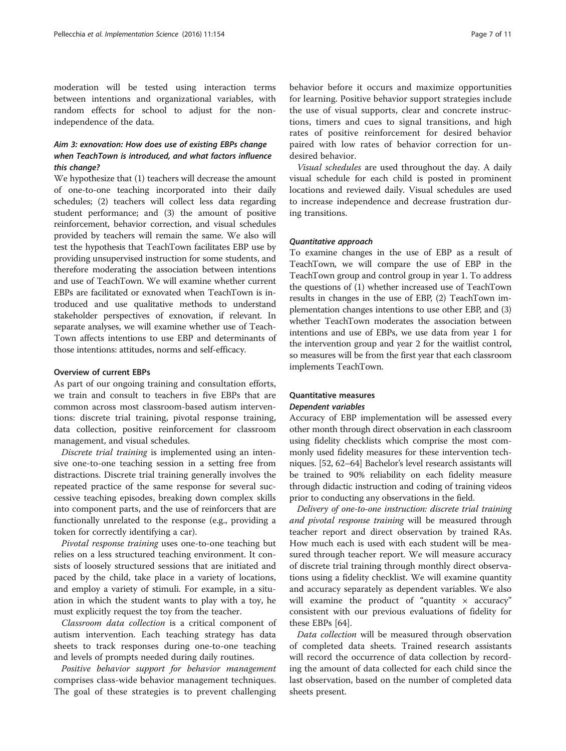moderation will be tested using interaction terms between intentions and organizational variables, with random effects for school to adjust for the non-independence of the data.

### Aim 3: exnovation: How does use of existing EBPs change when TeachTown is introduced, and what factors influence this change?

We hypothesize that (1) teachers will decrease the amount of one-to-one teaching incorporated into their daily schedules; (2) teachers will collect less data regarding student performance; and (3) the amount of positive reinforcement, behavior correction, and visual schedules provided by teachers will remain the same. We also will test the hypothesis that TeachTown facilitates EBP use by providing unsupervised instruction for some students, and therefore moderating the association between intentions and use of TeachTown. We will examine whether current EBPs are facilitated or exnovated when TeachTown is introduced and use qualitative methods to understand stakeholder perspectives of exnovation, if relevant. In separate analyses, we will examine whether use of TeachTown affects intentions to use EBP and determinants of those intentions: attitudes, norms and self-efficacy.

#### Overview of current EBPs

As part of our ongoing training and consultation efforts, we train and consult to teachers in five EBPs that are common across most classroom-based autism interventions: discrete trial training, pivotal response training, data collection, positive reinforcement for classroom management, and visual schedules.

*Discrete trial training* is implemented using an intensive one-to-one teaching session in a setting free from distractions. Discrete trial training generally involves the repeated practice of the same response for several successive teaching episodes, breaking down complex skills into component parts, and the use of reinforcers that are functionally unrelated to the response (e.g., providing a token for correctly identifying a car).

*Pivotal response training* uses one-to-one teaching but relies on a less structured teaching environment. It consists of loosely structured sessions that are initiated and paced by the child, take place in a variety of locations, and employ a variety of stimuli. For example, in a situation in which the student wants to play with a toy, he must explicitly request the toy from the teacher.

*Classroom data collection* is a critical component of autism intervention. Each teaching strategy has data sheets to track responses during one-to-one teaching and levels of prompts needed during daily routines.

*Positive behavior support for behavior management* comprises class-wide behavior management techniques. The goal of these strategies is to prevent challenging behavior before it occurs and maximize opportunities for learning. Positive behavior support strategies include the use of visual supports, clear and concrete instructions, timers and cues to signal transitions, and high rates of positive reinforcement for desired behavior paired with low rates of behavior correction for undesired behavior.

*Visual schedules* are used throughout the day. A daily visual schedule for each child is posted in prominent locations and reviewed daily. Visual schedules are used to increase independence and decrease frustration during transitions.

#### Quantitative approach

To examine changes in the use of EBP as a result of TeachTown, we will compare the use of EBP in the TeachTown group and control group in year 1. To address the questions of (1) whether increased use of TeachTown results in changes in the use of EBP, (2) TeachTown implementation changes intentions to use other EBP, and (3) whether TeachTown moderates the association between intentions and use of EBPs, we use data from year 1 for the intervention group and year 2 for the waitlist control, so measures will be from the first year that each classroom implements TeachTown.

#### Quantitative measures

##### Dependent variables

Accuracy of EBP implementation will be assessed every other month through direct observation in each classroom using fidelity checklists which comprise the most commonly used fidelity measures for these intervention techniques. [52, 62–64] Bachelor's level research assistants will be trained to 90% reliability on each fidelity measure through didactic instruction and coding of training videos prior to conducting any observations in the field.

*Delivery of one-to-one instruction: discrete trial training and pivotal response training* will be measured through teacher report and direct observation by trained RAs. How much each is used with each student will be measured through teacher report. We will measure accuracy of discrete trial training through monthly direct observations using a fidelity checklist. We will examine quantity and accuracy separately as dependent variables. We also will examine the product of "quantity × accuracy" consistent with our previous evaluations of fidelity for these EBPs [64].

*Data collection* will be measured through observation of completed data sheets. Trained research assistants will record the occurrence of data collection by recording the amount of data collected for each child since the last observation, based on the number of completed data sheets present.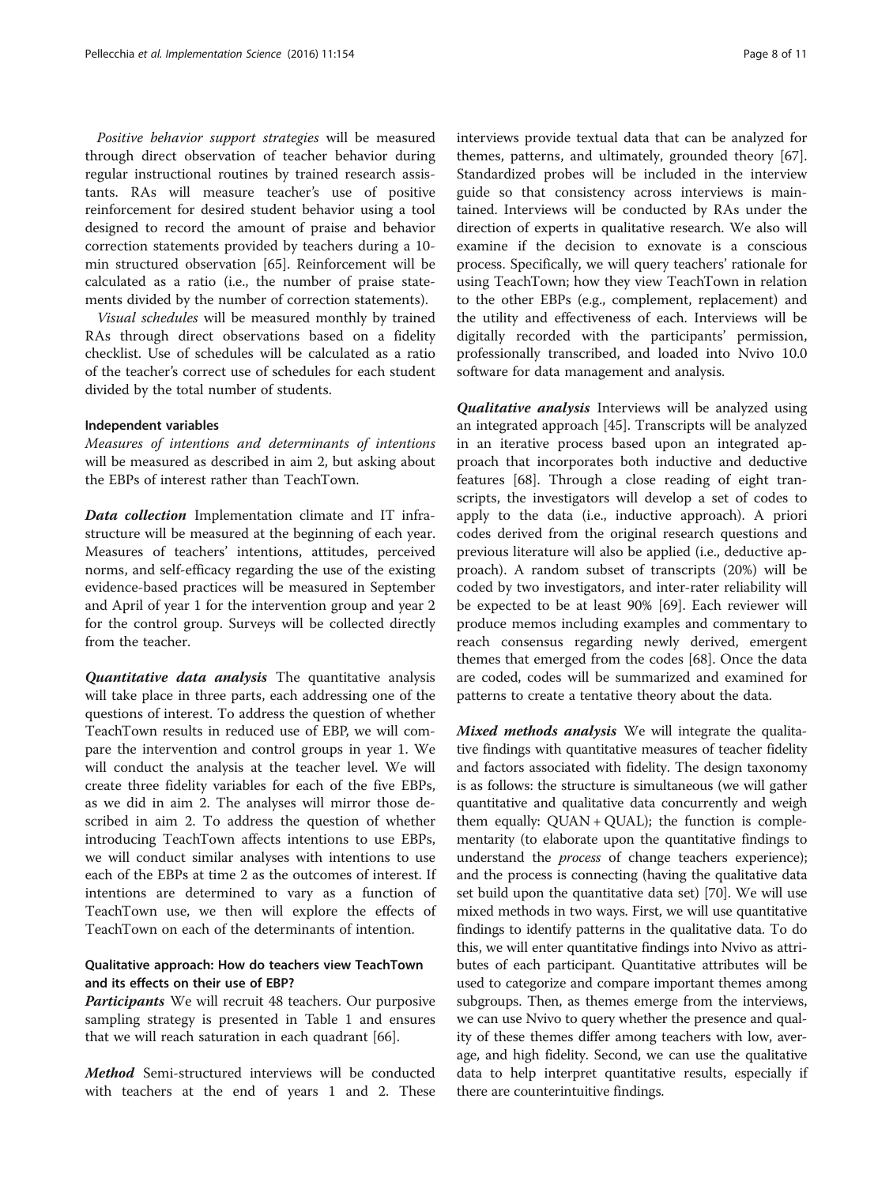*Positive behavior support strategies* will be measured through direct observation of teacher behavior during regular instructional routines by trained research assistants. RAs will measure teacher's use of positive reinforcement for desired student behavior using a tool designed to record the amount of praise and behavior correction statements provided by teachers during a 10-min structured observation [65]. Reinforcement will be calculated as a ratio (i.e., the number of praise statements divided by the number of correction statements).

*Visual schedules* will be measured monthly by trained RAs through direct observations based on a fidelity checklist. Use of schedules will be calculated as a ratio of the teacher's correct use of schedules for each student divided by the total number of students.

#### Independent variables

*Measures of intentions and determinants of intentions* will be measured as described in aim 2, but asking about the EBPs of interest rather than TeachTown.

***Data collection*** Implementation climate and IT infrastructure will be measured at the beginning of each year. Measures of teachers' intentions, attitudes, perceived norms, and self-efficacy regarding the use of the existing evidence-based practices will be measured in September and April of year 1 for the intervention group and year 2 for the control group. Surveys will be collected directly from the teacher.

***Quantitative data analysis*** The quantitative analysis will take place in three parts, each addressing one of the questions of interest. To address the question of whether TeachTown results in reduced use of EBP, we will compare the intervention and control groups in year 1. We will conduct the analysis at the teacher level. We will create three fidelity variables for each of the five EBPs, as we did in aim 2. The analyses will mirror those described in aim 2. To address the question of whether introducing TeachTown affects intentions to use EBPs, we will conduct similar analyses with intentions to use each of the EBPs at time 2 as the outcomes of interest. If intentions are determined to vary as a function of TeachTown use, we then will explore the effects of TeachTown on each of the determinants of intention.

### Qualitative approach: How do teachers view TeachTown and its effects on their use of EBP?

***Participants*** We will recruit 48 teachers. Our purposive sampling strategy is presented in Table 1 and ensures that we will reach saturation in each quadrant [66].

***Method*** Semi-structured interviews will be conducted with teachers at the end of years 1 and 2. These interviews provide textual data that can be analyzed for themes, patterns, and ultimately, grounded theory [67]. Standardized probes will be included in the interview guide so that consistency across interviews is maintained. Interviews will be conducted by RAs under the direction of experts in qualitative research. We also will examine if the decision to exnovate is a conscious process. Specifically, we will query teachers' rationale for using TeachTown; how they view TeachTown in relation to the other EBPs (e.g., complement, replacement) and the utility and effectiveness of each. Interviews will be digitally recorded with the participants' permission, professionally transcribed, and loaded into Nvivo 10.0 software for data management and analysis.

***Qualitative analysis*** Interviews will be analyzed using an integrated approach [45]. Transcripts will be analyzed in an iterative process based upon an integrated approach that incorporates both inductive and deductive features [68]. Through a close reading of eight transcripts, the investigators will develop a set of codes to apply to the data (i.e., inductive approach). A priori codes derived from the original research questions and previous literature will also be applied (i.e., deductive approach). A random subset of transcripts (20%) will be coded by two investigators, and inter-rater reliability will be expected to be at least 90% [69]. Each reviewer will produce memos including examples and commentary to reach consensus regarding newly derived, emergent themes that emerged from the codes [68]. Once the data are coded, codes will be summarized and examined for patterns to create a tentative theory about the data.

***Mixed methods analysis*** We will integrate the qualitative findings with quantitative measures of teacher fidelity and factors associated with fidelity. The design taxonomy is as follows: the structure is simultaneous (we will gather quantitative and qualitative data concurrently and weigh them equally: QUAN + QUAL); the function is complementarity (to elaborate upon the quantitative findings to understand the *process* of change teachers experience); and the process is connecting (having the qualitative data set build upon the quantitative data set) [70]. We will use mixed methods in two ways. First, we will use quantitative findings to identify patterns in the qualitative data. To do this, we will enter quantitative findings into Nvivo as attributes of each participant. Quantitative attributes will be used to categorize and compare important themes among subgroups. Then, as themes emerge from the interviews, we can use Nvivo to query whether the presence and quality of these themes differ among teachers with low, average, and high fidelity. Second, we can use the qualitative data to help interpret quantitative results, especially if there are counterintuitive findings.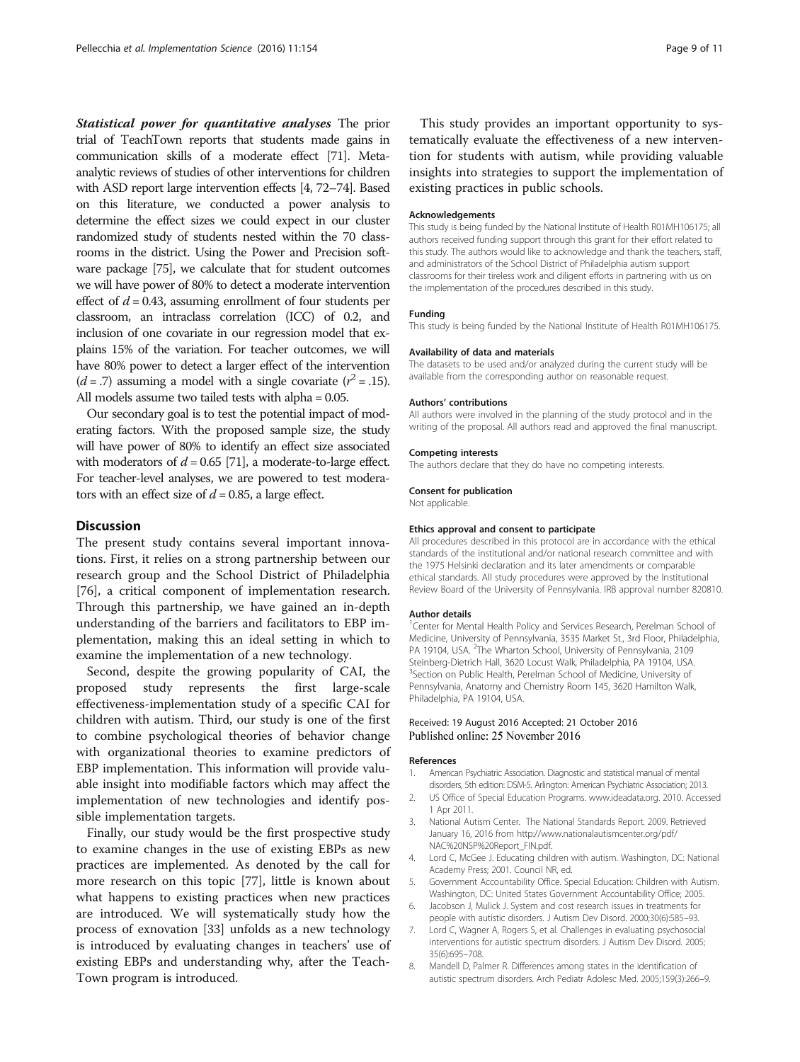**Statistical power for quantitative analyses** The prior trial of TeachTown reports that students made gains in communication skills of a moderate effect [71]. Meta-analytic reviews of studies of other interventions for children with ASD report large intervention effects [4, 72–74]. Based on this literature, we conducted a power analysis to determine the effect sizes we could expect in our cluster randomized study of students nested within the 70 classrooms in the district. Using the Power and Precision software package [75], we calculate that for student outcomes we will have power of 80% to detect a moderate intervention effect of $d = 0.43$, assuming enrollment of four students per classroom, an intraclass correlation (ICC) of 0.2, and inclusion of one covariate in our regression model that explains 15% of the variation. For teacher outcomes, we will have 80% power to detect a larger effect of the intervention ($d = .7$) assuming a model with a single covariate ($r^2 = .15$). All models assume two tailed tests with alpha = 0.05.

Our secondary goal is to test the potential impact of moderating factors. With the proposed sample size, the study will have power of 80% to identify an effect size associated with moderators of $d = 0.65$ [71], a moderate-to-large effect. For teacher-level analyses, we are powered to test moderators with an effect size of $d = 0.85$, a large effect.

## Discussion

The present study contains several important innovations. First, it relies on a strong partnership between our research group and the School District of Philadelphia [76], a critical component of implementation research. Through this partnership, we have gained an in-depth understanding of the barriers and facilitators to EBP implementation, making this an ideal setting in which to examine the implementation of a new technology.

Second, despite the growing popularity of CAI, the proposed study represents the first large-scale effectiveness-implementation study of a specific CAI for children with autism. Third, our study is one of the first to combine psychological theories of behavior change with organizational theories to examine predictors of EBP implementation. This information will provide valuable insight into modifiable factors which may affect the implementation of new technologies and identify possible implementation targets.

Finally, our study would be the first prospective study to examine changes in the use of existing EBPs as new practices are implemented. As denoted by the call for more research on this topic [77], little is known about what happens to existing practices when new practices are introduced. We will systematically study how the process of exnovation [33] unfolds as a new technology is introduced by evaluating changes in teachers' use of existing EBPs and understanding why, after the TeachTown program is introduced.

This study provides an important opportunity to systematically evaluate the effectiveness of a new intervention for students with autism, while providing valuable insights into strategies to support the implementation of existing practices in public schools.

#### Acknowledgements

This study is being funded by the National Institute of Health R01MH106175; all authors received funding support through this grant for their effort related to this study. The authors would like to acknowledge and thank the teachers, staff, and administrators of the School District of Philadelphia autism support classrooms for their tireless work and diligent efforts in partnering with us on the implementation of the procedures described in this study.

#### Funding

This study is being funded by the National Institute of Health R01MH106175.

#### Availability of data and materials

The datasets to be used and/or analyzed during the current study will be available from the corresponding author on reasonable request.

#### Authors' contributions

All authors were involved in the planning of the study protocol and in the writing of the proposal. All authors read and approved the final manuscript.

#### Competing interests

The authors declare that they do have no competing interests.

#### Consent for publication

Not applicable.

#### Ethics approval and consent to participate

All procedures described in this protocol are in accordance with the ethical standards of the institutional and/or national research committee and with the 1975 Helsinki declaration and its later amendments or comparable ethical standards. All study procedures were approved by the Institutional Review Board of the University of Pennsylvania. IRB approval number 820810.

#### Author details

[1]Center for Mental Health Policy and Services Research, Perelman School of Medicine, University of Pennsylvania, 3535 Market St., 3rd Floor, Philadelphia, PA 19104, USA. [2]The Wharton School, University of Pennsylvania, 2109 Steinberg-Dietrich Hall, 3620 Locust Walk, Philadelphia, PA 19104, USA. [3]Section on Public Health, Perelman School of Medicine, University of Pennsylvania, Anatomy and Chemistry Room 145, 3620 Hamilton Walk, Philadelphia, PA 19104, USA.

Received: 19 August 2016 Accepted: 21 October 2016
Published online: 25 November 2016

#### References

1. American Psychiatric Association. Diagnostic and statistical manual of mental disorders, 5th edition: DSM-5. Arlington: American Psychiatric Association; 2013.
2. US Office of Special Education Programs. www.ideadata.org. 2010. Accessed 1 Apr 2011.
3. National Autism Center. The National Standards Report. 2009. Retrieved January 16, 2016 from http://www.nationalautismcenter.org/pdf/NAC%20NSP%20Report_FIN.pdf.
4. Lord C, McGee J. Educating children with autism. Washington, DC: National Academy Press; 2001. Council NR, ed.
5. Government Accountability Office. Special Education: Children with Autism. Washington, DC: United States Government Accountability Office; 2005.
6. Jacobson J, Mulick J. System and cost research issues in treatments for people with autistic disorders. J Autism Dev Disord. 2000;30(6):585–93.
7. Lord C, Wagner A, Rogers S, et al. Challenges in evaluating psychosocial interventions for autistic spectrum disorders. J Autism Dev Disord. 2005; 35(6):695–708.
8. Mandell D, Palmer R. Differences among states in the identification of autistic spectrum disorders. Arch Pediatr Adolesc Med. 2005;159(3):266–9.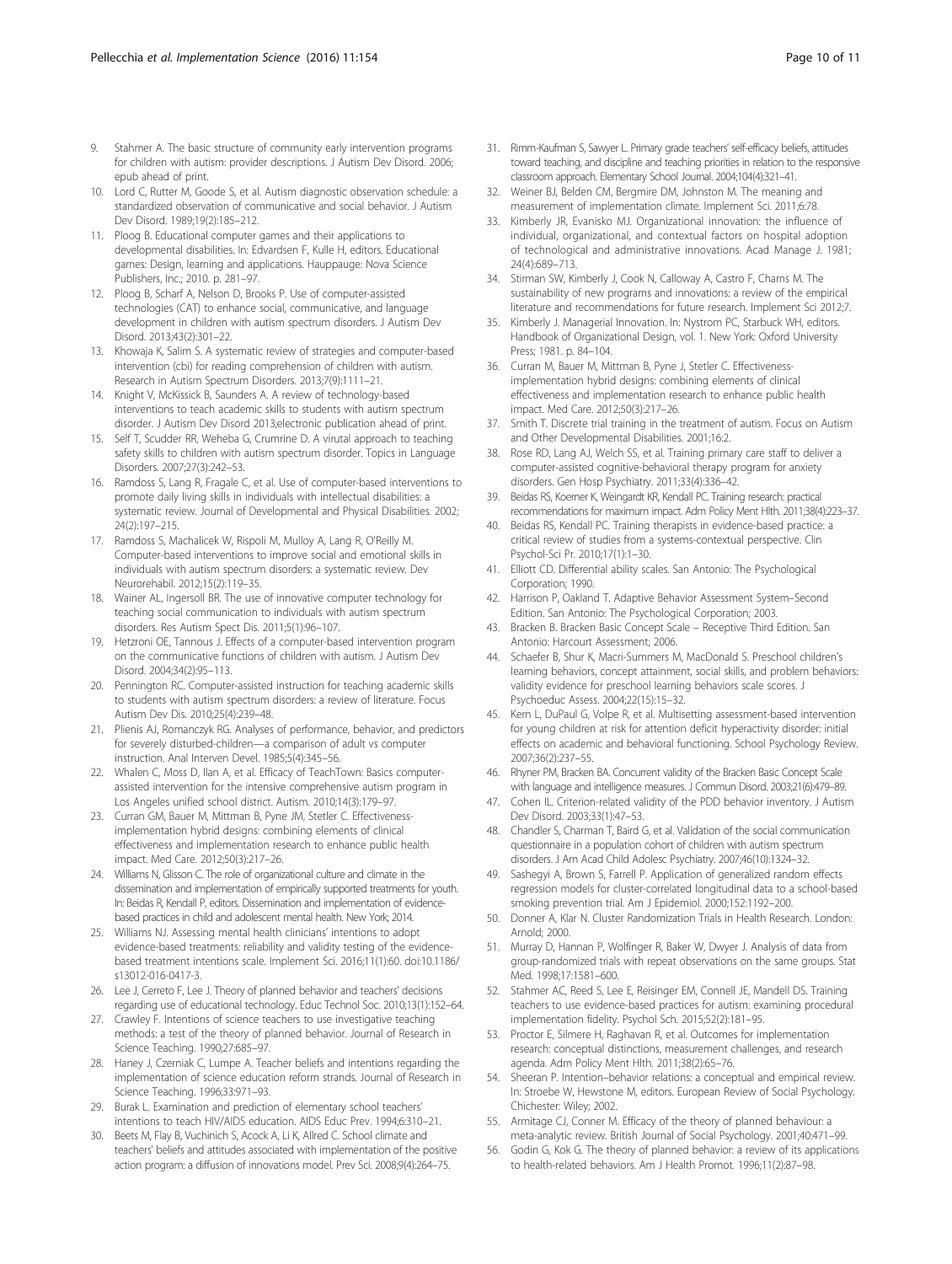9. Stahmer A. The basic structure of community early intervention programs for children with autism: provider descriptions. J Autism Dev Disord. 2006; epub ahead of print.
10. Lord C, Rutter M, Goode S, et al. Autism diagnostic observation schedule: a standardized observation of communicative and social behavior. J Autism Dev Disord. 1989;19(2):185–212.
11. Ploog B. Educational computer games and their applications to developmental disabilities. In: Edvardsen F, Kulle H, editors. Educational games: Design, learning and applications. Hauppauge: Nova Science Publishers, Inc.; 2010. p. 281–97.
12. Ploog B, Scharf A, Nelson D, Brooks P. Use of computer-assisted technologies (CAT) to enhance social, communicative, and language development in children with autism spectrum disorders. J Autism Dev Disord. 2013;43(2):301–22.
13. Khowaja K, Salim S. A systematic review of strategies and computer-based intervention (cbi) for reading comprehension of children with autism. Research in Autism Spectrum Disorders. 2013;7(9):1111–21.
14. Knight V, McKissick B, Saunders A. A review of technology-based interventions to teach academic skills to students with autism spectrum disorder. J Autism Dev Disord 2013;electronic publication ahead of print.
15. Self T, Scudder RR, Weheba G, Crumrine D. A virutal approach to teaching safety skills to children with autism spectrum disorder. Topics in Language Disorders. 2007;27(3):242–53.
16. Ramdoss S, Lang R, Fragale C, et al. Use of computer-based interventions to promote daily living skills in individuals with intellectual disabilities: a systematic review. Journal of Developmental and Physical Disabilities. 2002; 24(2):197–215.
17. Ramdoss S, Machalicek W, Rispoli M, Mulloy A, Lang R, O'Reilly M. Computer-based interventions to improve social and emotional skills in individuals with autism spectrum disorders: a systematic review. Dev Neurorehabil. 2012;15(2):119–35.
18. Wainer AL, Ingersoll BR. The use of innovative computer technology for teaching social communication to individuals with autism spectrum disorders. Res Autism Spect Dis. 2011;5(1):96–107.
19. Hetzroni OE, Tannous J. Effects of a computer-based intervention program on the communicative functions of children with autism. J Autism Dev Disord. 2004;34(2):95–113.
20. Pennington RC. Computer-assisted instruction for teaching academic skills to students with autism spectrum disorders: a review of literature. Focus Autism Dev Dis. 2010;25(4):239–48.
21. Plienis AJ, Romanczyk RG. Analyses of performance, behavior, and predictors for severely disturbed-children—a comparison of adult vs computer instruction. Anal Interven Devel. 1985;5(4):345–56.
22. Whalen C, Moss D, Ilan A, et al. Efficacy of TeachTown: Basics computer-assisted intervention for the intensive comprehensive autism program in Los Angeles unified school district. Autism. 2010;14(3):179–97.
23. Curran GM, Bauer M, Mittman B, Pyne JM, Stetler C. Effectiveness-implementation hybrid designs: combining elements of clinical effectiveness and implementation research to enhance public health impact. Med Care. 2012;50(3):217–26.
24. Williams N, Glisson C. The role of organizational culture and climate in the dissemination and implementation of empirically supported treatments for youth. In: Beidas R, Kendall P, editors. Dissemination and implementation of evidence-based practices in child and adolescent mental health. New York; 2014.
25. Williams NJ. Assessing mental health clinicians' intentions to adopt evidence-based treatments: reliability and validity testing of the evidence-based treatment intentions scale. Implement Sci. 2016;11(1):60. doi:10.1186/s13012-016-0417-3.
26. Lee J, Cerreto F, Lee J. Theory of planned behavior and teachers' decisions regarding use of educational technology. Educ Technol Soc. 2010;13(1):152–64.
27. Crawley F. Intentions of science teachers to use investigative teaching methods: a test of the theory of planned behavior. Journal of Research in Science Teaching. 1990;27:685–97.
28. Haney J, Czerniak C, Lumpe A. Teacher beliefs and intentions regarding the implementation of science education reform strands. Journal of Research in Science Teaching. 1996;33:971–93.
29. Burak L. Examination and prediction of elementary school teachers' intentions to teach HIV/AIDS education. AIDS Educ Prev. 1994;6:310–21.
30. Beets M, Flay B, Vuchinich S, Acock A, Li K, Allred C. School climate and teachers' beliefs and attitudes associated with implementation of the positive action program: a diffusion of innovations model. Prev Sci. 2008;9(4):264–75.
31. Rimm-Kaufman S, Sawyer L. Primary grade teachers' self-efficacy beliefs, attitudes toward teaching, and discipline and teaching priorities in relation to the responsive classroom approach. Elementary School Journal. 2004;104(4):321–41.
32. Weiner BJ, Belden CM, Bergmire DM, Johnston M. The meaning and measurement of implementation climate. Implement Sci. 2011;6:78.
33. Kimberly JR, Evanisko MJ. Organizational innovation: the influence of individual, organizational, and contextual factors on hospital adoption of technological and administrative innovations. Acad Manage J. 1981; 24(4):689–713.
34. Stirman SW, Kimberly J, Cook N, Calloway A, Castro F, Charns M. The sustainability of new programs and innovations: a review of the empirical literature and recommendations for future research. Implement Sci 2012;7.
35. Kimberly J. Managerial Innovation. In: Nystrom PC, Starbuck WH, editors. Handbook of Organizational Design, vol. 1. New York: Oxford University Press; 1981. p. 84–104.
36. Curran M, Bauer M, Mittman B, Pyne J, Stetler C. Effectiveness-implementation hybrid designs: combining elements of clinical effectiveness and implementation research to enhance public health impact. Med Care. 2012;50(3):217–26.
37. Smith T. Discrete trial training in the treatment of autism. Focus on Autism and Other Developmental Disabilities. 2001;16:2.
38. Rose RD, Lang AJ, Welch SS, et al. Training primary care staff to deliver a computer-assisted cognitive-behavioral therapy program for anxiety disorders. Gen Hosp Psychiatry. 2011;33(4):336–42.
39. Beidas RS, Koerner K, Weingardt KR, Kendall PC. Training research: practical recommendations for maximum impact. Adm Policy Ment Hlth. 2011;38(4):223–37.
40. Beidas RS, Kendall PC. Training therapists in evidence-based practice: a critical review of studies from a systems-contextual perspective. Clin Psychol-Sci Pr. 2010;17(1):1–30.
41. Elliott CD. Differential ability scales. San Antonio: The Psychological Corporation; 1990.
42. Harrison P, Oakland T. Adaptive Behavior Assessment System–Second Edition. San Antonio: The Psychological Corporation; 2003.
43. Bracken B. Bracken Basic Concept Scale – Receptive Third Edition. San Antonio: Harcourt Assessment; 2006.
44. Schaefer B, Shur K, Macri-Summers M, MacDonald S. Preschool children's learning behaviors, concept attainment, social skills, and problem behaviors: validity evidence for preschool learning behaviors scale scores. J Psychoeduc Assess. 2004;22(15):15–32.
45. Kern L, DuPaul G, Volpe R, et al. Multisetting assessment-based intervention for young children at risk for attention deficit hyperactivity disorder: initial effects on academic and behavioral functioning. School Psychology Review. 2007;36(2):237–55.
46. Rhyner PM, Bracken BA. Concurrent validity of the Bracken Basic Concept Scale with language and intelligence measures. J Commun Disord. 2003;21(6):479–89.
47. Cohen IL. Criterion-related validity of the PDD behavior inventory. J Autism Dev Disord. 2003;33(1):47–53.
48. Chandler S, Charman T, Baird G, et al. Validation of the social communication questionnaire in a population cohort of children with autism spectrum disorders. J Am Acad Child Adolesc Psychiatry. 2007;46(10):1324–32.
49. Sashegyi A, Brown S, Farrell P. Application of generalized random effects regression models for cluster-correlated longitudinal data to a school-based smoking prevention trial. Am J Epidemiol. 2000;152:1192–200.
50. Donner A, Klar N. Cluster Randomization Trials in Health Research. London: Arnold; 2000.
51. Murray D, Hannan P, Wolfinger R, Baker W, Dwyer J. Analysis of data from group-randomized trials with repeat observations on the same groups. Stat Med. 1998;17:1581–600.
52. Stahmer AC, Reed S, Lee E, Reisinger EM, Connell JE, Mandell DS. Training teachers to use evidence-based practices for autism: examining procedural implementation fidelity. Psychol Sch. 2015;52(2):181–95.
53. Proctor E, Silmere H, Raghavan R, et al. Outcomes for implementation research: conceptual distinctions, measurement challenges, and research agenda. Adm Policy Ment Hlth. 2011;38(2):65–76.
54. Sheeran P. Intention–behavior relations: a conceptual and empirical review. In: Stroebe W, Hewstone M, editors. European Review of Social Psychology. Chichester: Wiley; 2002.
55. Armitage CJ, Conner M. Efficacy of the theory of planned behaviour: a meta-analytic review. British Journal of Social Psychology. 2001;40:471–99.
56. Godin G, Kok G. The theory of planned behavior: a review of its applications to health-related behaviors. Am J Health Promot. 1996;11(2):87–98.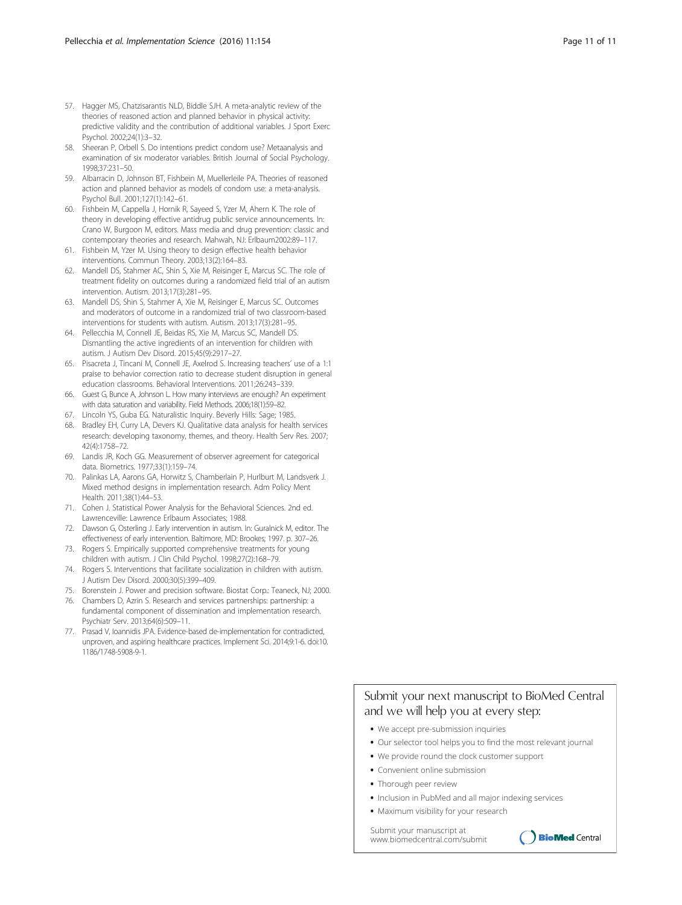57. Hagger MS, Chatzisarantis NLD, Biddle SJH. A meta-analytic review of the theories of reasoned action and planned behavior in physical activity: predictive validity and the contribution of additional variables. J Sport Exerc Psychol. 2002;24(1):3–32.
58. Sheeran P, Orbell S. Do intentions predict condom use? Metaanalysis and examination of six moderator variables. British Journal of Social Psychology. 1998;37:231–50.
59. Albarracin D, Johnson BT, Fishbein M, Muellerleile PA. Theories of reasoned action and planned behavior as models of condom use: a meta-analysis. Psychol Bull. 2001;127(1):142–61.
60. Fishbein M, Cappella J, Hornik R, Sayeed S, Yzer M, Ahern K. The role of theory in developing effective antidrug public service announcements. In: Crano W, Burgoon M, editors. Mass media and drug prevention: classic and contemporary theories and research. Mahwah, NJ: Erlbaum2002:89–117.
61. Fishbein M, Yzer M. Using theory to design effective health behavior interventions. Commun Theory. 2003;13(2):164–83.
62. Mandell DS, Stahmer AC, Shin S, Xie M, Reisinger E, Marcus SC. The role of treatment fidelity on outcomes during a randomized field trial of an autism intervention. Autism. 2013;17(3):281–95.
63. Mandell DS, Shin S, Stahmer A, Xie M, Reisinger E, Marcus SC. Outcomes and moderators of outcome in a randomized trial of two classroom-based interventions for students with autism. Autism. 2013;17(3):281–95.
64. Pellecchia M, Connell JE, Beidas RS, Xie M, Marcus SC, Mandell DS. Dismantling the active ingredients of an intervention for children with autism. J Autism Dev Disord. 2015;45(9):2917–27.
65. Pisacreta J, Tincani M, Connell JE, Axelrod S. Increasing teachers' use of a 1:1 praise to behavior correction ratio to decrease student disruption in general education classrooms. Behavioral Interventions. 2011;26:243–339.
66. Guest G, Bunce A, Johnson L. How many interviews are enough? An experiment with data saturation and variability. Field Methods. 2006;18(1):59–82.
67. Lincoln YS, Guba EG. Naturalistic Inquiry. Beverly Hills: Sage; 1985.
68. Bradley EH, Curry LA, Devers KJ. Qualitative data analysis for health services research: developing taxonomy, themes, and theory. Health Serv Res. 2007;42(4):1758–72.
69. Landis JR, Koch GG. Measurement of observer agreement for categorical data. Biometrics. 1977;33(1):159–74.
70. Palinkas LA, Aarons GA, Horwitz S, Chamberlain P, Hurlburt M, Landsverk J. Mixed method designs in implementation research. Adm Policy Ment Health. 2011;38(1):44–53.
71. Cohen J. Statistical Power Analysis for the Behavioral Sciences. 2nd ed. Lawrenceville: Lawrence Erlbaum Associates; 1988.
72. Dawson G, Osterling J. Early intervention in autism. In: Guralnick M, editor. The effectiveness of early intervention. Baltimore, MD: Brookes; 1997. p. 307–26.
73. Rogers S. Empirically supported comprehensive treatments for young children with autism. J Clin Child Psychol. 1998;27(2):168–79.
74. Rogers S. Interventions that facilitate socialization in children with autism. J Autism Dev Disord. 2000;30(5):399–409.
75. Borenstein J. Power and precision software. Biostat Corp.: Teaneck, NJ; 2000.
76. Chambers D, Azrin S. Research and services partnerships: partnership: a fundamental component of dissemination and implementation research. Psychiatr Serv. 2013;64(6):509–11.
77. Prasad V, Ioannidis JPA. Evidence-based de-implementation for contradicted, unproven, and aspiring healthcare practices. Implement Sci. 2014;9:1-6. doi:10.1186/1748-5908-9-1.

Submit your next manuscript to BioMed Central and we will help you at every step:

- We accept pre-submission inquiries
- Our selector tool helps you to find the most relevant journal
- We provide round the clock customer support
- Convenient online submission
- Thorough peer review
- Inclusion in PubMed and all major indexing services
- Maximum visibility for your research

Submit your manuscript at www.biomedcentral.com/submit

BioMed Central